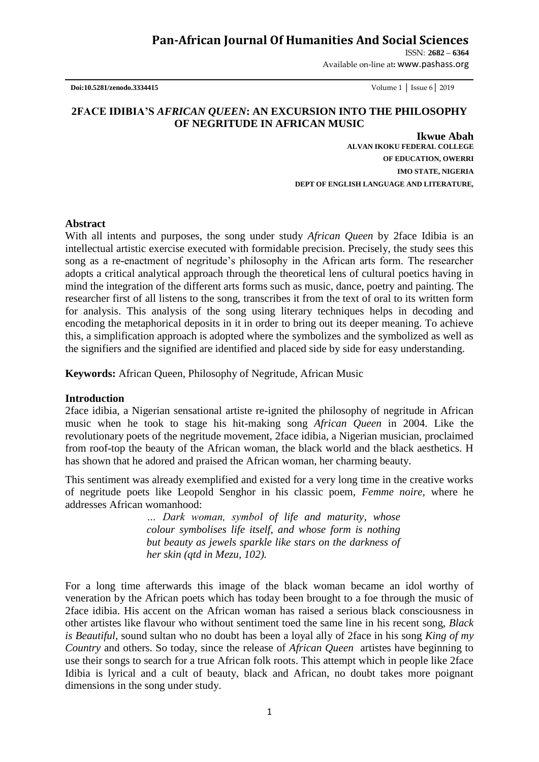# 2FACE IDIBIA'S *AFRICAN QUEEN*: AN EXCURSION INTO THE PHILOSOPHY OF NEGRITUDE IN AFRICAN MUSIC

**Ikwue Abah**
**ALVAN IKOKU FEDERAL COLLEGE OF EDUCATION, OWERRI**
**IMO STATE, NIGERIA**
**DEPT OF ENGLISH LANGUAGE AND LITERATURE,**

## Abstract

With all intents and purposes, the song under study *African Queen* by 2face Idibia is an intellectual artistic exercise executed with formidable precision. Precisely, the study sees this song as a re-enactment of negritude's philosophy in the African arts form. The researcher adopts a critical analytical approach through the theoretical lens of cultural poetics having in mind the integration of the different arts forms such as music, dance, poetry and painting. The researcher first of all listens to the song, transcribes it from the text of oral to its written form for analysis. This analysis of the song using literary techniques helps in decoding and encoding the metaphorical deposits in it in order to bring out its deeper meaning. To achieve this, a simplification approach is adopted where the symbolizes and the symbolized as well as the signifiers and the signified are identified and placed side by side for easy understanding.

**Keywords:** African Queen, Philosophy of Negritude, African Music

## Introduction

2face idibia, a Nigerian sensational artiste re-ignited the philosophy of negritude in African music when he took to stage his hit-making song *African Queen* in 2004. Like the revolutionary poets of the negritude movement, 2face idibia, a Nigerian musician, proclaimed from roof-top the beauty of the African woman, the black world and the black aesthetics. H has shown that he adored and praised the African woman, her charming beauty.

This sentiment was already exemplified and existed for a very long time in the creative works of negritude poets like Leopold Senghor in his classic poem, *Femme noire*, where he addresses African womanhood:

> *… Dark woman, symbol of life and maturity, whose colour symbolises life itself, and whose form is nothing but beauty as jewels sparkle like stars on the darkness of her skin (qtd in Mezu, 102).*

For a long time afterwards this image of the black woman became an idol worthy of veneration by the African poets which has today been brought to a foe through the music of 2face idibia. His accent on the African woman has raised a serious black consciousness in other artistes like flavour who without sentiment toed the same line in his recent song, *Black is Beautiful*, sound sultan who no doubt has been a loyal ally of 2face in his song *King of my Country* and others. So today, since the release of *African Queen* artistes have beginning to use their songs to search for a true African folk roots. This attempt which in people like 2face Idibia is lyrical and a cult of beauty, black and African, no doubt takes more poignant dimensions in the song under study.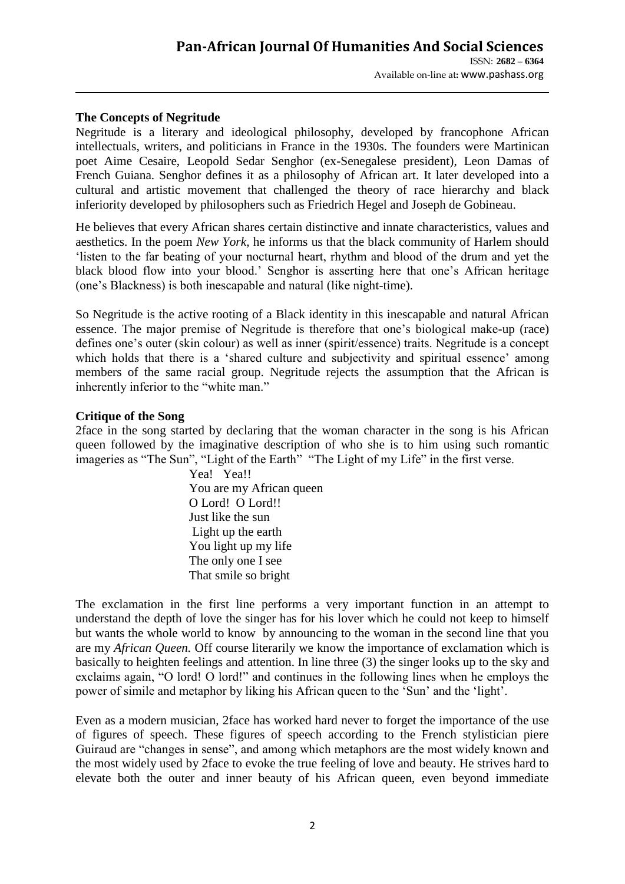### The Concepts of Negritude

Negritude is a literary and ideological philosophy, developed by francophone African intellectuals, writers, and politicians in France in the 1930s. The founders were Martinican poet Aime Cesaire, Leopold Sedar Senghor (ex-Senegalese president), Leon Damas of French Guiana. Senghor defines it as a philosophy of African art. It later developed into a cultural and artistic movement that challenged the theory of race hierarchy and black inferiority developed by philosophers such as Friedrich Hegel and Joseph de Gobineau.

He believes that every African shares certain distinctive and innate characteristics, values and aesthetics. In the poem *New York,* he informs us that the black community of Harlem should 'listen to the far beating of your nocturnal heart, rhythm and blood of the drum and yet the black blood flow into your blood.' Senghor is asserting here that one's African heritage (one's Blackness) is both inescapable and natural (like night-time).

So Negritude is the active rooting of a Black identity in this inescapable and natural African essence. The major premise of Negritude is therefore that one's biological make-up (race) defines one's outer (skin colour) as well as inner (spirit/essence) traits. Negritude is a concept which holds that there is a 'shared culture and subjectivity and spiritual essence' among members of the same racial group. Negritude rejects the assumption that the African is inherently inferior to the "white man."

### Critique of the Song

2face in the song started by declaring that the woman character in the song is his African queen followed by the imaginative description of who she is to him using such romantic imageries as "The Sun", "Light of the Earth" "The Light of my Life" in the first verse.

> Yea! Yea!!
> You are my African queen
> O Lord! O Lord!!
> Just like the sun
> Light up the earth
> You light up my life
> The only one I see
> That smile so bright

The exclamation in the first line performs a very important function in an attempt to understand the depth of love the singer has for his lover which he could not keep to himself but wants the whole world to know by announcing to the woman in the second line that you are my *African Queen.* Off course literarily we know the importance of exclamation which is basically to heighten feelings and attention. In line three (3) the singer looks up to the sky and exclaims again, "O lord! O lord!" and continues in the following lines when he employs the power of simile and metaphor by liking his African queen to the 'Sun' and the 'light'.

Even as a modern musician, 2face has worked hard never to forget the importance of the use of figures of speech. These figures of speech according to the French stylistician piere Guiraud are "changes in sense", and among which metaphors are the most widely known and the most widely used by 2face to evoke the true feeling of love and beauty. He strives hard to elevate both the outer and inner beauty of his African queen, even beyond immediate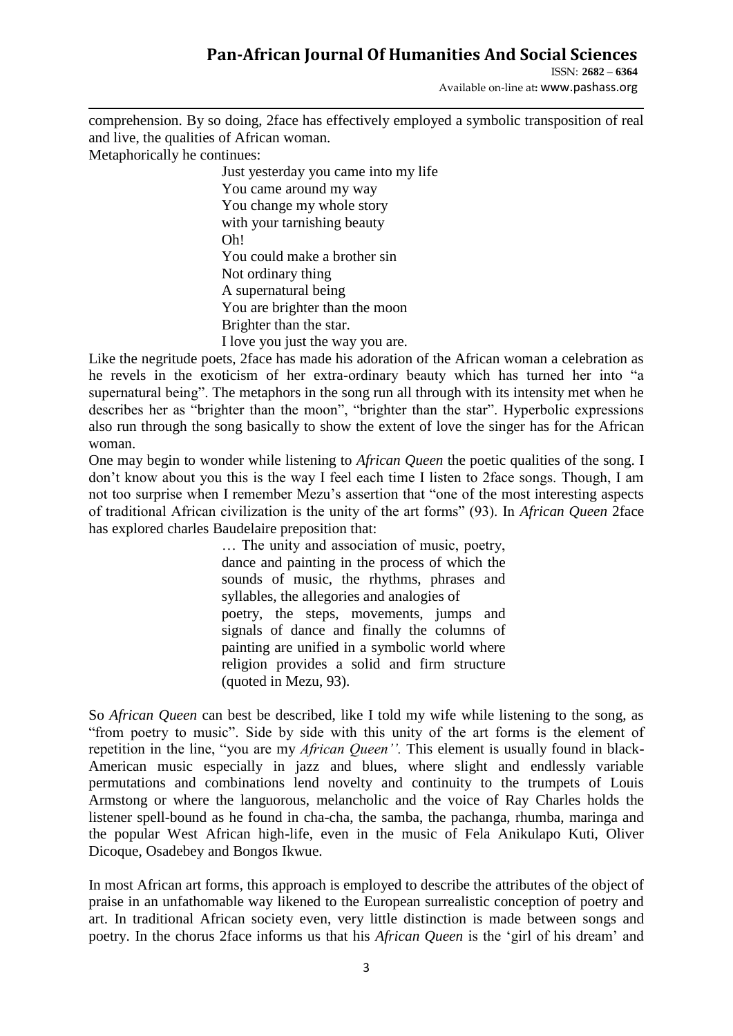comprehension. By so doing, 2face has effectively employed a symbolic transposition of real and live, the qualities of African woman.

Metaphorically he continues:

> Just yesterday you came into my life
> You came around my way
> You change my whole story
> with your tarnishing beauty
> Oh!
> You could make a brother sin
> Not ordinary thing
> A supernatural being
> You are brighter than the moon
> Brighter than the star.
> I love you just the way you are.

Like the negritude poets, 2face has made his adoration of the African woman a celebration as he revels in the exoticism of her extra-ordinary beauty which has turned her into "a supernatural being". The metaphors in the song run all through with its intensity met when he describes her as "brighter than the moon", "brighter than the star". Hyperbolic expressions also run through the song basically to show the extent of love the singer has for the African woman.

One may begin to wonder while listening to *African Queen* the poetic qualities of the song. I don't know about you this is the way I feel each time I listen to 2face songs. Though, I am not too surprise when I remember Mezu's assertion that "one of the most interesting aspects of traditional African civilization is the unity of the art forms" (93). In *African Queen* 2face has explored charles Baudelaire preposition that:

> … The unity and association of music, poetry, dance and painting in the process of which the sounds of music, the rhythms, phrases and syllables, the allegories and analogies of poetry, the steps, movements, jumps and signals of dance and finally the columns of painting are unified in a symbolic world where religion provides a solid and firm structure (quoted in Mezu, 93).

So *African Queen* can best be described, like I told my wife while listening to the song, as "from poetry to music". Side by side with this unity of the art forms is the element of repetition in the line, "you are my *African Queen''.* This element is usually found in black-American music especially in jazz and blues, where slight and endlessly variable permutations and combinations lend novelty and continuity to the trumpets of Louis Armstong or where the languorous, melancholic and the voice of Ray Charles holds the listener spell-bound as he found in cha-cha, the samba, the pachanga, rhumba, maringa and the popular West African high-life, even in the music of Fela Anikulapo Kuti, Oliver Dicoque, Osadebey and Bongos Ikwue.

In most African art forms, this approach is employed to describe the attributes of the object of praise in an unfathomable way likened to the European surrealistic conception of poetry and art. In traditional African society even, very little distinction is made between songs and poetry. In the chorus 2face informs us that his *African Queen* is the 'girl of his dream' and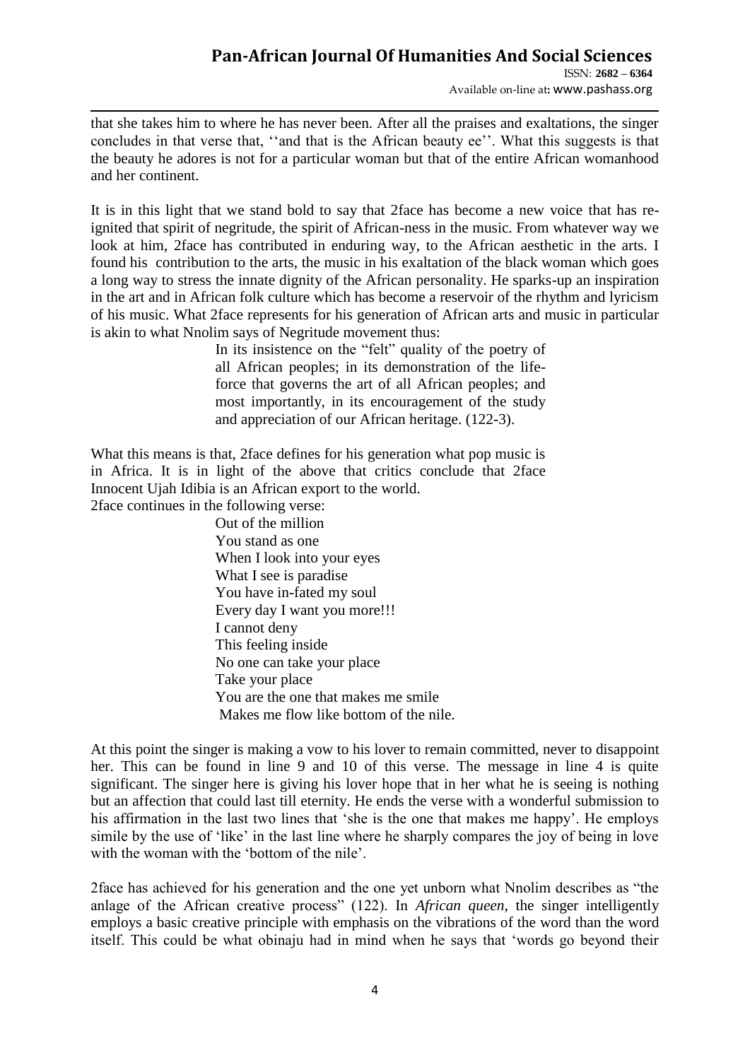that she takes him to where he has never been. After all the praises and exaltations, the singer concludes in that verse that, ‘‘and that is the African beauty ee’’. What this suggests is that the beauty he adores is not for a particular woman but that of the entire African womanhood and her continent.

It is in this light that we stand bold to say that 2face has become a new voice that has re-ignited that spirit of negritude, the spirit of African-ness in the music. From whatever way we look at him, 2face has contributed in enduring way, to the African aesthetic in the arts. I found his contribution to the arts, the music in his exaltation of the black woman which goes a long way to stress the innate dignity of the African personality. He sparks-up an inspiration in the art and in African folk culture which has become a reservoir of the rhythm and lyricism of his music. What 2face represents for his generation of African arts and music in particular is akin to what Nnolim says of Negritude movement thus:

> In its insistence on the “felt” quality of the poetry of all African peoples; in its demonstration of the life-force that governs the art of all African peoples; and most importantly, in its encouragement of the study and appreciation of our African heritage. (122-3).

What this means is that, 2face defines for his generation what pop music is in Africa. It is in light of the above that critics conclude that 2face Innocent Ujah Idibia is an African export to the world.
2face continues in the following verse:

> Out of the million
> You stand as one
> When I look into your eyes
> What I see is paradise
> You have in-fated my soul
> Every day I want you more!!!
> I cannot deny
> This feeling inside
> No one can take your place
> Take your place
> You are the one that makes me smile
> Makes me flow like bottom of the nile.

At this point the singer is making a vow to his lover to remain committed, never to disappoint her. This can be found in line 9 and 10 of this verse. The message in line 4 is quite significant. The singer here is giving his lover hope that in her what he is seeing is nothing but an affection that could last till eternity. He ends the verse with a wonderful submission to his affirmation in the last two lines that ‘she is the one that makes me happy’. He employs simile by the use of ‘like’ in the last line where he sharply compares the joy of being in love with the woman with the ‘bottom of the nile’.

2face has achieved for his generation and the one yet unborn what Nnolim describes as “the anlage of the African creative process” (122). In *African queen*, the singer intelligently employs a basic creative principle with emphasis on the vibrations of the word than the word itself. This could be what obinaju had in mind when he says that ‘words go beyond their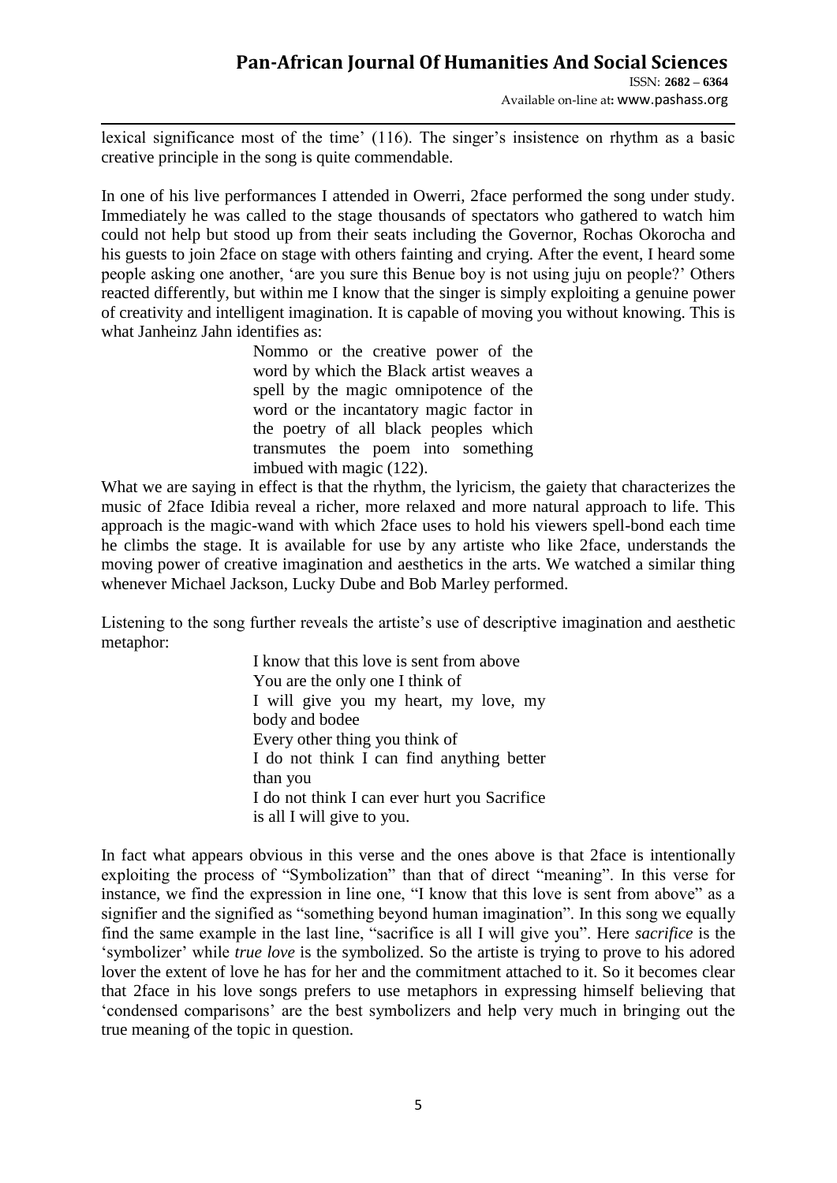lexical significance most of the time' (116). The singer's insistence on rhythm as a basic creative principle in the song is quite commendable.

In one of his live performances I attended in Owerri, 2face performed the song under study. Immediately he was called to the stage thousands of spectators who gathered to watch him could not help but stood up from their seats including the Governor, Rochas Okorocha and his guests to join 2face on stage with others fainting and crying. After the event, I heard some people asking one another, 'are you sure this Benue boy is not using juju on people?' Others reacted differently, but within me I know that the singer is simply exploiting a genuine power of creativity and intelligent imagination. It is capable of moving you without knowing. This is what Janheinz Jahn identifies as:

> Nommo or the creative power of the word by which the Black artist weaves a spell by the magic omnipotence of the word or the incantatory magic factor in the poetry of all black peoples which transmutes the poem into something imbued with magic (122).

What we are saying in effect is that the rhythm, the lyricism, the gaiety that characterizes the music of 2face Idibia reveal a richer, more relaxed and more natural approach to life. This approach is the magic-wand with which 2face uses to hold his viewers spell-bond each time he climbs the stage. It is available for use by any artiste who like 2face, understands the moving power of creative imagination and aesthetics in the arts. We watched a similar thing whenever Michael Jackson, Lucky Dube and Bob Marley performed.

Listening to the song further reveals the artiste's use of descriptive imagination and aesthetic metaphor:

> I know that this love is sent from above
> You are the only one I think of
> I will give you my heart, my love, my body and bodee
> Every other thing you think of
> I do not think I can find anything better than you
> I do not think I can ever hurt you Sacrifice is all I will give to you.

In fact what appears obvious in this verse and the ones above is that 2face is intentionally exploiting the process of "Symbolization" than that of direct "meaning". In this verse for instance, we find the expression in line one, "I know that this love is sent from above" as a signifier and the signified as "something beyond human imagination". In this song we equally find the same example in the last line, "sacrifice is all I will give you". Here *sacrifice* is the 'symbolizer' while *true love* is the symbolized. So the artiste is trying to prove to his adored lover the extent of love he has for her and the commitment attached to it. So it becomes clear that 2face in his love songs prefers to use metaphors in expressing himself believing that 'condensed comparisons' are the best symbolizers and help very much in bringing out the true meaning of the topic in question.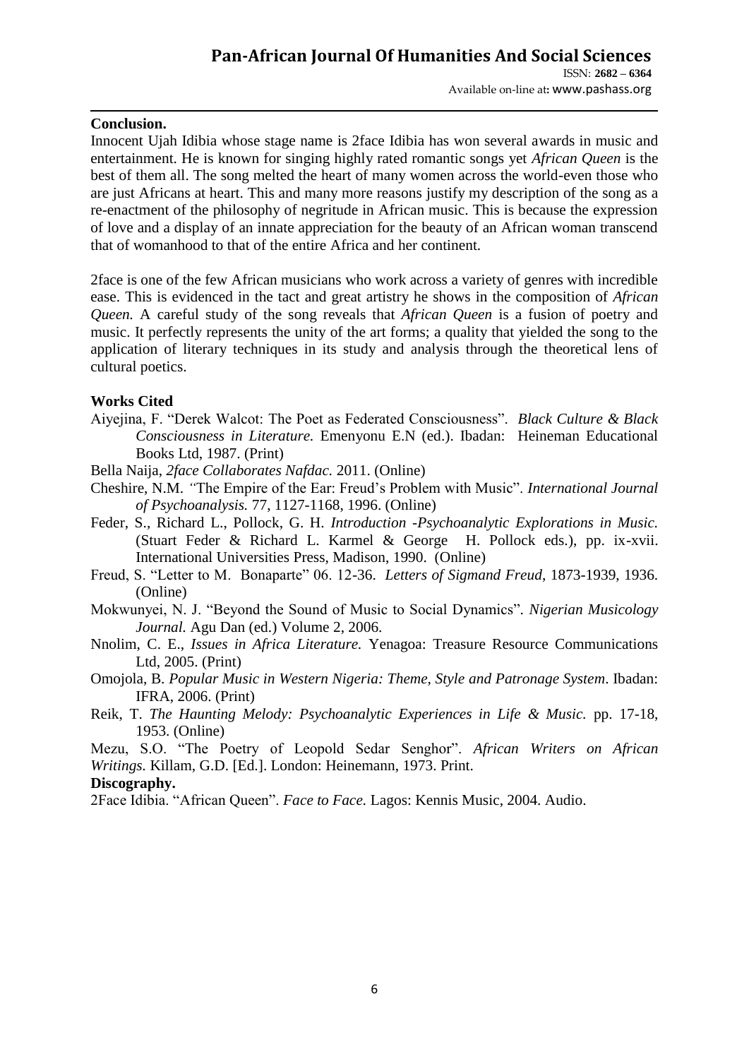**Conclusion.**

Innocent Ujah Idibia whose stage name is 2face Idibia has won several awards in music and entertainment. He is known for singing highly rated romantic songs yet *African Queen* is the best of them all. The song melted the heart of many women across the world-even those who are just Africans at heart. This and many more reasons justify my description of the song as a re-enactment of the philosophy of negritude in African music. This is because the expression of love and a display of an innate appreciation for the beauty of an African woman transcend that of womanhood to that of the entire Africa and her continent.

2face is one of the few African musicians who work across a variety of genres with incredible ease. This is evidenced in the tact and great artistry he shows in the composition of *African Queen.* A careful study of the song reveals that *African Queen* is a fusion of poetry and music. It perfectly represents the unity of the art forms; a quality that yielded the song to the application of literary techniques in its study and analysis through the theoretical lens of cultural poetics.

**Works Cited**

Aiyejina, F. "Derek Walcot: The Poet as Federated Consciousness". *Black Culture & Black Consciousness in Literature.* Emenyonu E.N (ed.). Ibadan: Heineman Educational Books Ltd, 1987. (Print)

Bella Naija, *2face Collaborates Nafdac.* 2011. (Online)

Cheshire, N.M. "The Empire of the Ear: Freud's Problem with Music". *International Journal of Psychoanalysis.* 77, 1127-1168, 1996. (Online)

Feder, S., Richard L., Pollock, G. H. *Introduction -Psychoanalytic Explorations in Music.* (Stuart Feder & Richard L. Karmel & George H. Pollock eds.), pp. ix-xvii. International Universities Press, Madison, 1990. (Online)

Freud, S. "Letter to M. Bonaparte" 06. 12-36. *Letters of Sigmand Freud*, 1873-1939, 1936. (Online)

Mokwunyei, N. J. "Beyond the Sound of Music to Social Dynamics". *Nigerian Musicology Journal.* Agu Dan (ed.) Volume 2, 2006.

Nnolim, C. E., *Issues in Africa Literature.* Yenagoa: Treasure Resource Communications Ltd, 2005. (Print)

Omojola, B. *Popular Music in Western Nigeria: Theme, Style and Patronage System*. Ibadan: IFRA, 2006. (Print)

Reik, T. *The Haunting Melody: Psychoanalytic Experiences in Life & Music.* pp. 17-18, 1953. (Online)

Mezu, S.O. "The Poetry of Leopold Sedar Senghor". *African Writers on African Writings.* Killam, G.D. [Ed.]. London: Heinemann, 1973. Print.

**Discography.**

2Face Idibia. "African Queen". *Face to Face.* Lagos: Kennis Music, 2004. Audio.